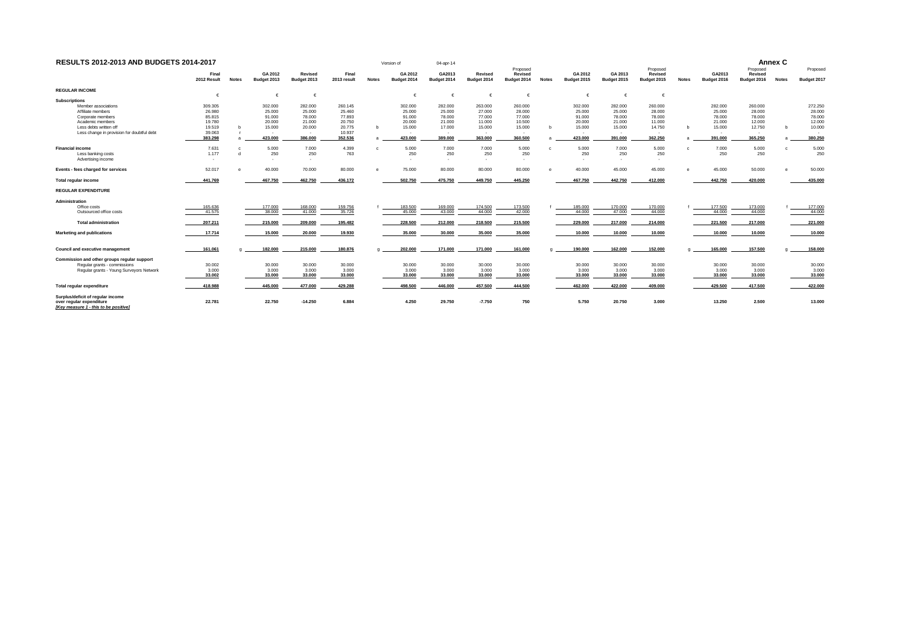# RESULTS 2012-2013 AND BUDGETS 2014-2017

Version of 04-apr-14

**Annex C**

| | Final 2012 Result | Notes | GA 2012 Budget 2013 | Revised Budget 2013 | Final 2013 result | Notes | GA 2012 Budget 2014 | GA2013 Budget 2014 | Revised Budget 2014 | Proposed Revised Budget 2014 | Notes | GA 2012 Budget 2015 | GA 2013 Budget 2015 | Proposed Revised Budget 2015 | Notes | GA2013 Budget 2016 | Proposed Revised Budget 2016 | Notes | Proposed Budget 2017 |
|---|---|---|---|---|---|---|---|---|---|---|---|---|---|---|---|---|---|---|---|
| **REGULAR INCOME** | | | | | | | | | | | | | | | | | | | |
| | € | | € | € | | | € | € | € | € | | € | € | € | | | | | |
| **Subscriptions** | | | | | | | | | | | | | | | | | | | |
| Member associations | 309.305 | | 302.000 | 282.000 | 260.145 | | 302.000 | 282.000 | 263.000 | 260.000 | | 302.000 | 282.000 | 260.000 | | 282.000 | 260.000 | | 272.250 |
| Affiliate members | 26.980 | | 25.000 | 25.000 | 25.460 | | 25.000 | 25.000 | 27.000 | 28.000 | | 25.000 | 25.000 | 28.000 | | 25.000 | 28.000 | | 28.000 |
| Corporate members | 85.815 | | 91.000 | 78.000 | 77.893 | | 91.000 | 78.000 | 77.000 | 77.000 | | 91.000 | 78.000 | 78.000 | | 78.000 | 78.000 | | 78.000 |
| Academic members | 19.780 | | 20.000 | 21.000 | 20.750 | | 20.000 | 21.000 | 11.000 | 10.500 | | 20.000 | 21.000 | 11.000 | | 21.000 | 12.000 | | 12.000 |
| Less debts written off | 19.519 | b | 15.000 | 20.000 | 20.775 | b | 15.000 | 17.000 | 15.000 | 15.000 | b | 15.000 | 15.000 | 14.750 | b | 15.000 | 12.750 | b | 10.000 |
| Less change in provision for doubtful debt | 39.063 | r | - | - | 10.937 | | - | - | - | - | | - | - | - | | - | - | | - |
| | 383.298 | a | 423.000 | 386.000 | 352.536 | a | 423.000 | 389.000 | 363.000 | 360.500 | a | 423.000 | 391.000 | 362.250 | a | 391.000 | 365.250 | a | 380.250 |
| **Financial income** | 7.631 | c | 5.000 | 7.000 | 4.399 | c | 5.000 | 7.000 | 7.000 | 5.000 | c | 5.000 | 7.000 | 5.000 | c | 7.000 | 5.000 | c | 5.000 |
| Less banking costs | 1.177 | d | 250 | 250 | 763 | | 250 | 250 | 250 | 250 | | 250 | 250 | 250 | | 250 | 250 | | 250 |
| Advertising income | - | | - | - | | | - | - | - | - | | - | - | - | | | | | |
| **Events - fees charged for services** | 52.017 | e | 40.000 | 70.000 | 80.000 | e | 75.000 | 80.000 | 80.000 | 80.000 | e | 40.000 | 45.000 | 45.000 | e | 45.000 | 50.000 | e | 50.000 |
| **Total regular income** | 441.769 | | 467.750 | 462.750 | 436.172 | | 502.750 | 475.750 | 449.750 | 445.250 | | 467.750 | 442.750 | 412.000 | | 442.750 | 420.000 | | 435.000 |
| **REGULAR EXPENDITURE** | | | | | | | | | | | | | | | | | | | |
| **Administration** | | | | | | | | | | | | | | | | | | | |
| Office costs | 165.636 | | 177.000 | 168.000 | 159.756 | f | 183.500 | 169.000 | 174.500 | 173.500 | f | 185.000 | 170.000 | 170.000 | f | 177.500 | 173.000 | f | 177.000 |
| Outsourced office costs | 41.575 | | 38.000 | 41.000 | 35.726 | | 45.000 | 43.000 | 44.000 | 42.000 | | 44.000 | 47.000 | 44.000 | | 44.000 | 44.000 | | 44.000 |
| **Total administration** | 207.211 | | 215.000 | 209.000 | 195.482 | | 228.500 | 212.000 | 218.500 | 215.500 | | 229.000 | 217.000 | 214.000 | | 221.500 | 217.000 | | 221.000 |
| **Marketing and publications** | 17.714 | | 15.000 | 20.000 | 19.930 | | 35.000 | 30.000 | 35.000 | 35.000 | | 10.000 | 10.000 | 10.000 | | 10.000 | 10.000 | | 10.000 |
| **Council and executive management** | 161.061 | g | 182.000 | 215.000 | 180.876 | g | 202.000 | 171.000 | 171.000 | 161.000 | g | 190.000 | 162.000 | 152.000 | g | 165.000 | 157.500 | g | 158.000 |
| **Commission and other groups regular support** | | | | | | | | | | | | | | | | | | | |
| Regular grants - commissions | 30.002 | | 30.000 | 30.000 | 30.000 | | 30.000 | 30.000 | 30.000 | 30.000 | | 30.000 | 30.000 | 30.000 | | 30.000 | 30.000 | | 30.000 |
| Regular grants - Young Surveyors Network | 3.000 | | 3.000 | 3.000 | 3.000 | | 3.000 | 3.000 | 3.000 | 3.000 | | 3.000 | 3.000 | 3.000 | | 3.000 | 3.000 | | 3.000 |
| | 33.002 | | 33.000 | 33.000 | 33.000 | | 33.000 | 33.000 | 33.000 | 33.000 | | 33.000 | 33.000 | 33.000 | | 33.000 | 33.000 | | 33.000 |
| **Total regular expenditure** | 418.988 | | 445.000 | 477.000 | 429.288 | | 498.500 | 446.000 | 457.500 | 444.500 | | 462.000 | 422.000 | 409.000 | | 429.500 | 417.500 | | 422.000 |
| **Surplus/deficit of regular income over regular expenditure** *[Key measure 1 - this to be positive]* | 22.781 | | 22.750 | -14.250 | 6.884 | | 4.250 | 29.750 | -7.750 | 750 | | 5.750 | 20.750 | 3.000 | | 13.250 | 2.500 | | 13.000 |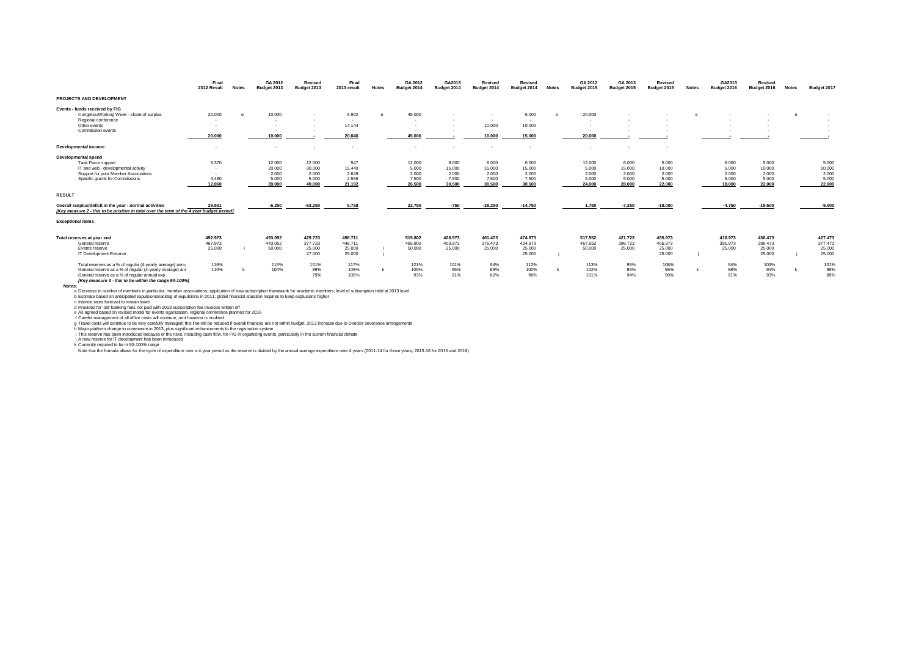| | Final 2012 Result | Notes | GA 2012 Budget 2013 | Revised Budget 2013 | Final 2013 result | Notes | GA 2012 Budget 2014 | GA2013 Budget 2014 | Revised Budget 2014 | Revised Budget 2014 | Notes | GA 2012 Budget 2015 | GA 2013 Budget 2015 | Revised Budget 2015 | Notes | GA2013 Budget 2016 | Revised Budget 2016 | Notes | Budget 2017 |
|---|---|---|---|---|---|---|---|---|---|---|---|---|---|---|---|---|---|---|---|
| **PROJECTS AND DEVELOPMENT** | | | | | | | | | | | | | | | | | | | |
| **Events - funds received by FIG** | | | | | | | | | | | | | | | | | | | |
| Congress/Working Week - share of surplus | 20.000 | e | 10.000 | - | 5.902 | e | 45.000 | - | - | 5.000 | e | 20.000 | - | - | e | - | - | e | - |
| Regional conference | - | | - | - | - | | - | - | - | - | | - | - | - | | - | - | | - |
| Other events | - | | - | - | 14.144 | | - | - | 10.000 | 10.000 | | - | - | - | | - | - | | - |
| Commission events | - | | - | - | - | | - | - | - | - | | - | - | - | | - | - | | - |
| | 20.000 | | 10.000 | - | 20.046 | | 45.000 | - | 10.000 | 15.000 | | 20.000 | - | - | | - | - | | - |
| **Developmental income** | - | | - | - | - | | - | - | - | - | | - | - | - | | | | | |
| **Developmental spend** | | | | | | | | | | | | | | | | | | | |
| Task Force support | 9.370 | | 12.000 | 12.000 | 547 | | 12.000 | 6.000 | 6.000 | 6.000 | | 12.000 | 6.000 | 5.000 | | 6.000 | 5.000 | | 5.000 |
| IT and web - developmental activity | - | | 20.000 | 30.000 | 15.440 | | 5.000 | 15.000 | 15.000 | 15.000 | | 5.000 | 15.000 | 10.000 | | 5.000 | 10.000 | | 10.000 |
| Support for poor Member Associations | - | | 2.000 | 2.000 | 2.649 | | 2.000 | 2.000 | 2.000 | 2.000 | | 2.000 | 2.000 | 2.000 | | 2.000 | 2.000 | | 2.000 |
| Specific grants for Commissions | 3.490 | | 5.000 | 5.000 | 2.556 | | 7.500 | 7.500 | 7.500 | 7.500 | | 5.000 | 5.000 | 5.000 | | 5.000 | 5.000 | | 5.000 |
| | 12.860 | | 39.000 | 49.000 | 21.192 | | 26.500 | 30.500 | 30.500 | 30.500 | | 24.000 | 28.000 | 22.000 | | 18.000 | 22.000 | | 22.000 |
| **RESULT** | | | | | | | | | | | | | | | | | | | |
| **Overall surplus/deficit in the year - normal activities** | 29.921 | | -6.250 | -63.250 | 5.738 | | 22.750 | -750 | -28.250 | -14.750 | | 1.750 | -7.250 | -19.000 | | -4.750 | -19.500 | | -9.000 |
| ***[Key measure 2 - this to be positive in total over the term of the 4 year budget period]*** | | | | | | | | | | | | | | | | | | | |
| **Exceptional items** | | | | | | | | | | | | | | | | | | | |
| **Total reserves at year end** | 492.973 | | 493.052 | 429.723 | 498.711 | | 515.802 | 428.973 | 401.473 | 474.973 | | 517.552 | 421.723 | 455.973 | | 416.973 | 436.473 | | 427.473 |
| General reserve | 467.973 | | 443.052 | 377.723 | 448.711 | | 465.802 | 403.973 | 376.473 | 424.973 | | 467.552 | 396.723 | 405.973 | | 391.973 | 386.473 | | 377.473 |
| Events reserve | 25.000 | i | 50.000 | 25.000 | 25.000 | i | 50.000 | 25.000 | 25.000 | 25.000 | | 50.000 | 25.000 | 25.000 | | 25.000 | 25.000 | | 25.000 |
| IT Development Reserve | | | | 27.000 | 25.000 | j | | | | 25.000 | j | | | 25.000 | j | | 25.000 | j | 25.000 |
| Total reserves as a % of regular (4-yearly average) annu | 116% | | 116% | 101% | 117% | | 121% | 101% | 94% | 112% | | 113% | 95% | 108% | | 94% | 103% | | 101% |
| General reserve as a % of regular (4-yearly average) an | 110% | k | 104% | 89% | 105% | k | 109% | 95% | 88% | 100% | k | 102% | 89% | 96% | k | 88% | 91% | k | 89% |
| General reserve as a % of regular annual exp | | | | 79% | 105% | | 93% | 91% | 82% | 96% | | 101% | 94% | 99% | | 91% | 93% | | 89% |
| ***[Key measure 3 - this to be within the range 90-100%]*** | | | | | | | | | | | | | | | | | | | |

**Notes:**

a Decrease in number of members in particular, member associations; application of new subscription framework for academic members; level of subscription held at 2013 level

b Estimate based on anticipated expulsionsBacklog of expulsions in 2011; global financial situation requires to keep explusions higher

c Interest rates forecast to remain lower

d Provided for 'old' banking fees not paid with 2013 subscription fee invoices written off

e As agreed based on revised model for events oganization, regional conference planned for 2016

f Careful management of all office costs will continue, rent however is doubled

g Travel costs will continue to be very carefully managed; this line will be reduced if overall finances are not within budget. 2013 increase due to Director severance arrangements

h Major platform change to commence in 2013, plus significant enhancements to the registration system

i This reserve has been introduced because of the risks, including cash flow, for FIG in organising events, particularly in the current financial climate

j A new reserve for IT development has been introduced

k Currently required to be in 90-100% range

Note that the formula allows for the cycle of expenditure over a 4-year period as the reserve is divided by the annual average expenditure over 4 years (2011-14 for those years; 2013-16 for 2015 and 2016)